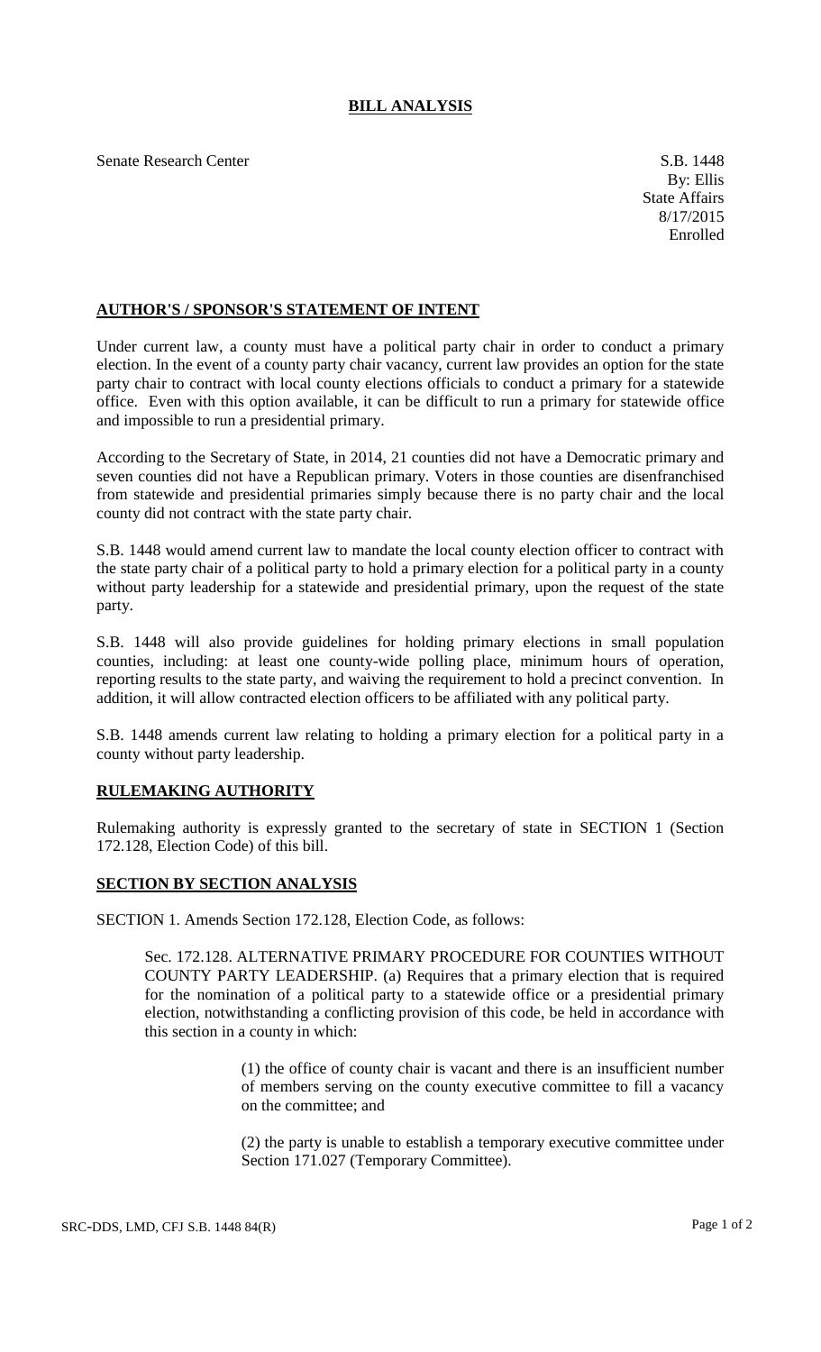# BILL ANALYSIS

Senate Research Center

S.B. 1448
By: Ellis
State Affairs
8/17/2015
Enrolled

## AUTHOR'S / SPONSOR'S STATEMENT OF INTENT

Under current law, a county must have a political party chair in order to conduct a primary election. In the event of a county party chair vacancy, current law provides an option for the state party chair to contract with local county elections officials to conduct a primary for a statewide office. Even with this option available, it can be difficult to run a primary for statewide office and impossible to run a presidential primary.

According to the Secretary of State, in 2014, 21 counties did not have a Democratic primary and seven counties did not have a Republican primary. Voters in those counties are disenfranchised from statewide and presidential primaries simply because there is no party chair and the local county did not contract with the state party chair.

S.B. 1448 would amend current law to mandate the local county election officer to contract with the state party chair of a political party to hold a primary election for a political party in a county without party leadership for a statewide and presidential primary, upon the request of the state party.

S.B. 1448 will also provide guidelines for holding primary elections in small population counties, including: at least one county-wide polling place, minimum hours of operation, reporting results to the state party, and waiving the requirement to hold a precinct convention. In addition, it will allow contracted election officers to be affiliated with any political party.

S.B. 1448 amends current law relating to holding a primary election for a political party in a county without party leadership.

## RULEMAKING AUTHORITY

Rulemaking authority is expressly granted to the secretary of state in SECTION 1 (Section 172.128, Election Code) of this bill.

## SECTION BY SECTION ANALYSIS

SECTION 1. Amends Section 172.128, Election Code, as follows:

Sec. 172.128. ALTERNATIVE PRIMARY PROCEDURE FOR COUNTIES WITHOUT COUNTY PARTY LEADERSHIP. (a) Requires that a primary election that is required for the nomination of a political party to a statewide office or a presidential primary election, notwithstanding a conflicting provision of this code, be held in accordance with this section in a county in which:

(1) the office of county chair is vacant and there is an insufficient number of members serving on the county executive committee to fill a vacancy on the committee; and

(2) the party is unable to establish a temporary executive committee under Section 171.027 (Temporary Committee).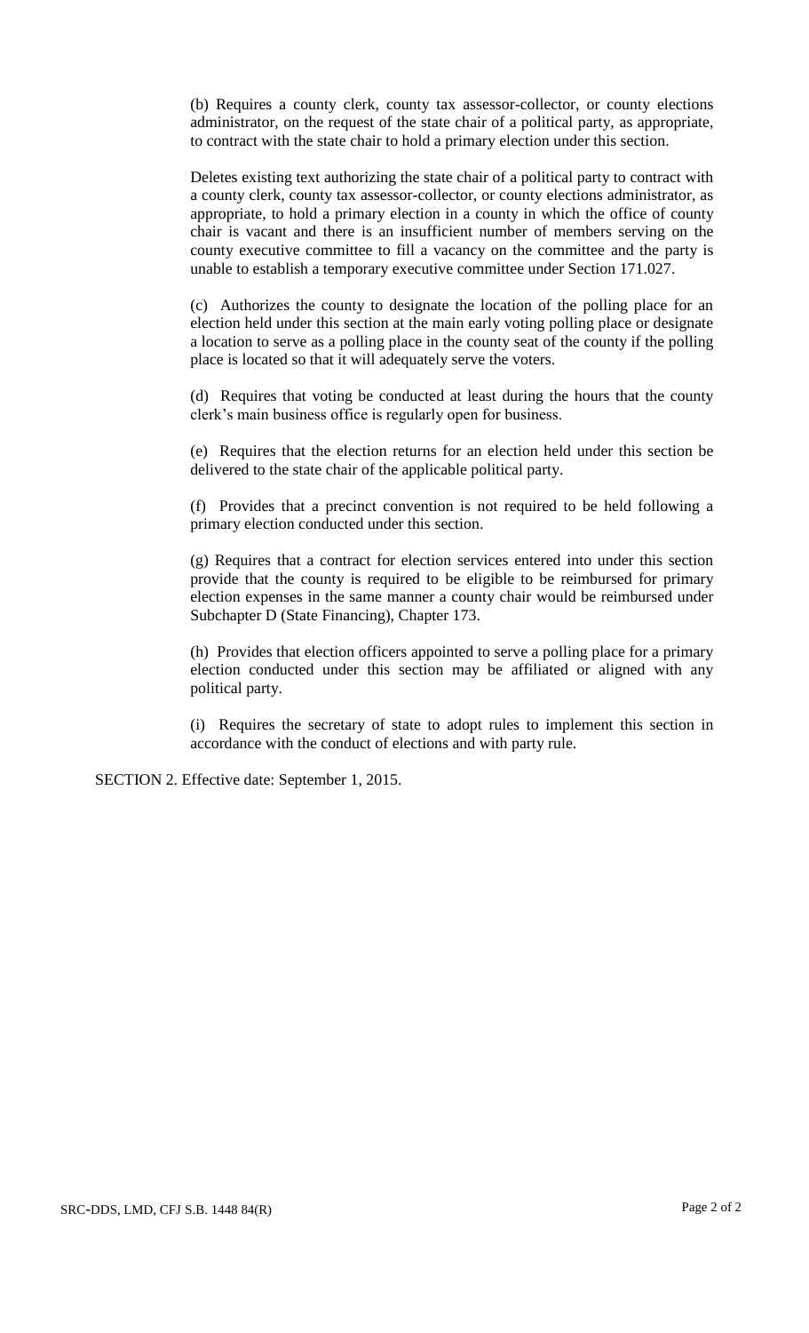(b) Requires a county clerk, county tax assessor-collector, or county elections administrator, on the request of the state chair of a political party, as appropriate, to contract with the state chair to hold a primary election under this section.

Deletes existing text authorizing the state chair of a political party to contract with a county clerk, county tax assessor-collector, or county elections administrator, as appropriate, to hold a primary election in a county in which the office of county chair is vacant and there is an insufficient number of members serving on the county executive committee to fill a vacancy on the committee and the party is unable to establish a temporary executive committee under Section 171.027.

(c) Authorizes the county to designate the location of the polling place for an election held under this section at the main early voting polling place or designate a location to serve as a polling place in the county seat of the county if the polling place is located so that it will adequately serve the voters.

(d) Requires that voting be conducted at least during the hours that the county clerk's main business office is regularly open for business.

(e) Requires that the election returns for an election held under this section be delivered to the state chair of the applicable political party.

(f) Provides that a precinct convention is not required to be held following a primary election conducted under this section.

(g) Requires that a contract for election services entered into under this section provide that the county is required to be eligible to be reimbursed for primary election expenses in the same manner a county chair would be reimbursed under Subchapter D (State Financing), Chapter 173.

(h) Provides that election officers appointed to serve a polling place for a primary election conducted under this section may be affiliated or aligned with any political party.

(i) Requires the secretary of state to adopt rules to implement this section in accordance with the conduct of elections and with party rule.

SECTION 2. Effective date: September 1, 2015.

SRC-DDS, LMD, CFJ S.B. 1448 84(R)